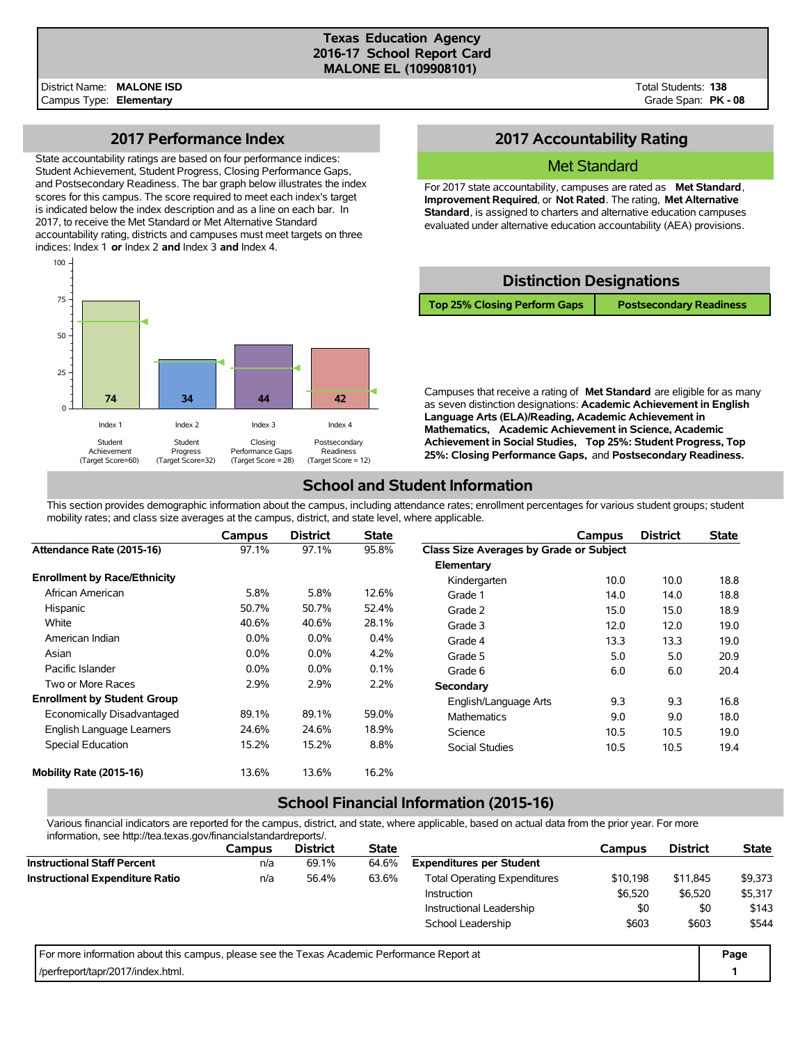# Texas Education Agency
## 2016-17 School Report Card
## MALONE EL (109908101)

District Name: **MALONE ISD**
Campus Type: **Elementary**

Total Students: **138**
Grade Span: **PK - 08**

## 2017 Performance Index

State accountability ratings are based on four performance indices: Student Achievement, Student Progress, Closing Performance Gaps, and Postsecondary Readiness. The bar graph below illustrates the index scores for this campus. The score required to meet each index's target is indicated below the index description and as a line on each bar. In 2017, to receive the Met Standard or Met Alternative Standard accountability rating, districts and campuses must meet targets on three indices: Index 1 **or** Index 2 **and** Index 3 **and** Index 4.

| Index | Description | Target Score | Campus Score |
|---|---|---|---|
| Index 1 | Student Achievement | 60 | 74 |
| Index 2 | Student Progress | 32 | 34 |
| Index 3 | Closing Performance Gaps | 28 | 44 |
| Index 4 | Postsecondary Readiness | 12 | 42 |

## 2017 Accountability Rating

### Met Standard

For 2017 state accountability, campuses are rated as **Met Standard**, **Improvement Required**, or **Not Rated**. The rating, **Met Alternative Standard**, is assigned to charters and alternative education campuses evaluated under alternative education accountability (AEA) provisions.

## Distinction Designations

| Top 25% Closing Perform Gaps | Postsecondary Readiness |
|---|---|

Campuses that receive a rating of **Met Standard** are eligible for as many as seven distinction designations: **Academic Achievement in English Language Arts (ELA)/Reading, Academic Achievement in Mathematics, Academic Achievement in Science, Academic Achievement in Social Studies, Top 25%: Student Progress, Top 25%: Closing Performance Gaps,** and **Postsecondary Readiness.**

## School and Student Information

This section provides demographic information about the campus, including attendance rates; enrollment percentages for various student groups; student mobility rates; and class size averages at the campus, district, and state level, where applicable.

| | Campus | District | State |
|---|---|---|---|
| **Attendance Rate (2015-16)** | 97.1% | 97.1% | 95.8% |
| **Enrollment by Race/Ethnicity** | | | |
| African American | 5.8% | 5.8% | 12.6% |
| Hispanic | 50.7% | 50.7% | 52.4% |
| White | 40.6% | 40.6% | 28.1% |
| American Indian | 0.0% | 0.0% | 0.4% |
| Asian | 0.0% | 0.0% | 4.2% |
| Pacific Islander | 0.0% | 0.0% | 0.1% |
| Two or More Races | 2.9% | 2.9% | 2.2% |
| **Enrollment by Student Group** | | | |
| Economically Disadvantaged | 89.1% | 89.1% | 59.0% |
| English Language Learners | 24.6% | 24.6% | 18.9% |
| Special Education | 15.2% | 15.2% | 8.8% |
| **Mobility Rate (2015-16)** | 13.6% | 13.6% | 16.2% |

| | Campus | District | State |
|---|---|---|---|
| **Class Size Averages by Grade or Subject** | | | |
| **Elementary** | | | |
| Kindergarten | 10.0 | 10.0 | 18.8 |
| Grade 1 | 14.0 | 14.0 | 18.8 |
| Grade 2 | 15.0 | 15.0 | 18.9 |
| Grade 3 | 12.0 | 12.0 | 19.0 |
| Grade 4 | 13.3 | 13.3 | 19.0 |
| Grade 5 | 5.0 | 5.0 | 20.9 |
| Grade 6 | 6.0 | 6.0 | 20.4 |
| **Secondary** | | | |
| English/Language Arts | 9.3 | 9.3 | 16.8 |
| Mathematics | 9.0 | 9.0 | 18.0 |
| Science | 10.5 | 10.5 | 19.0 |
| Social Studies | 10.5 | 10.5 | 19.4 |

## School Financial Information (2015-16)

Various financial indicators are reported for the campus, district, and state, where applicable, based on actual data from the prior year. For more information, see http://tea.texas.gov/financialstandardreports/.

| | Campus | District | State |
|---|---|---|---|
| **Instructional Staff Percent** | n/a | 69.1% | 64.6% |
| **Instructional Expenditure Ratio** | n/a | 56.4% | 63.6% |

| | Campus | District | State |
|---|---|---|---|
| **Expenditures per Student** | | | |
| Total Operating Expenditures | $10,198 | $11,845 | $9,373 |
| Instruction | $6,520 | $6,520 | $5,317 |
| Instructional Leadership | $0 | $0 | $143 |
| School Leadership | $603 | $603 | $544 |

For more information about this campus, please see the Texas Academic Performance Report at /perfreport/tapr/2017/index.html.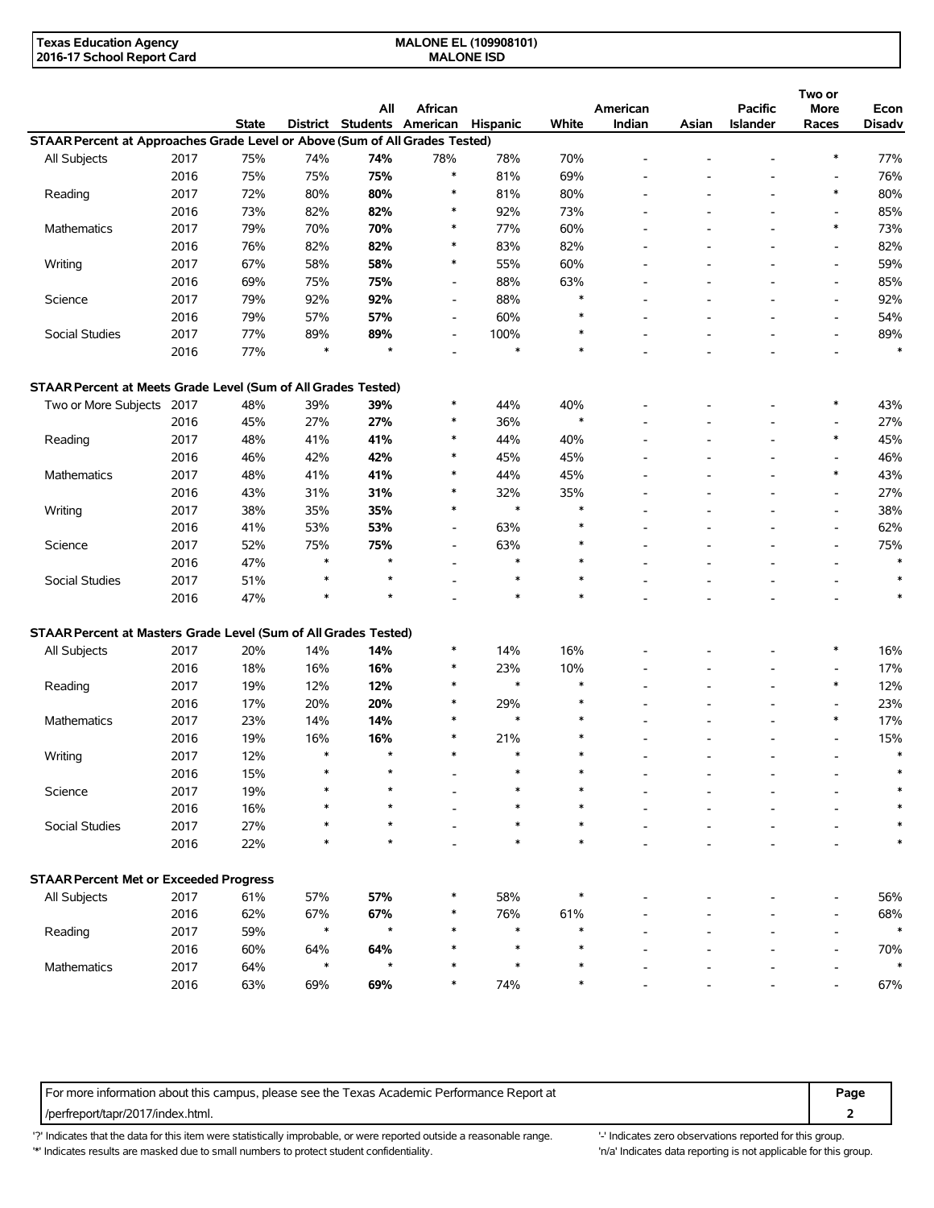| | | State | District | All Students | African American | Hispanic | White | American Indian | Asian | Pacific Islander | Two or More Races | Econ Disadv |
|---|---|---|---|---|---|---|---|---|---|---|---|---|
| **STAAR Percent at Approaches Grade Level or Above (Sum of All Grades Tested)** | | | | | | | | | | | | |
| All Subjects | 2017 | 75% | 74% | **74%** | 78% | 78% | 70% | - | - | - | * | 77% |
| | 2016 | 75% | 75% | **75%** | * | 81% | 69% | - | - | - | - | 76% |
| Reading | 2017 | 72% | 80% | **80%** | * | 81% | 80% | - | - | - | * | 80% |
| | 2016 | 73% | 82% | **82%** | * | 92% | 73% | - | - | - | - | 85% |
| Mathematics | 2017 | 79% | 70% | **70%** | * | 77% | 60% | - | - | - | * | 73% |
| | 2016 | 76% | 82% | **82%** | * | 83% | 82% | - | - | - | - | 82% |
| Writing | 2017 | 67% | 58% | **58%** | * | 55% | 60% | - | - | - | - | 59% |
| | 2016 | 69% | 75% | **75%** | - | 88% | 63% | - | - | - | - | 85% |
| Science | 2017 | 79% | 92% | **92%** | - | 88% | * | - | - | - | - | 92% |
| | 2016 | 79% | 57% | **57%** | - | 60% | * | - | - | - | - | 54% |
| Social Studies | 2017 | 77% | 89% | **89%** | - | 100% | * | - | - | - | - | 89% |
| | 2016 | 77% | * | * | - | * | * | - | - | - | - | * |
| **STAAR Percent at Meets Grade Level (Sum of All Grades Tested)** | | | | | | | | | | | | |
| Two or More Subjects | 2017 | 48% | 39% | **39%** | * | 44% | 40% | - | - | - | * | 43% |
| | 2016 | 45% | 27% | **27%** | * | 36% | * | - | - | - | - | 27% |
| Reading | 2017 | 48% | 41% | **41%** | * | 44% | 40% | - | - | - | * | 45% |
| | 2016 | 46% | 42% | **42%** | * | 45% | 45% | - | - | - | - | 46% |
| Mathematics | 2017 | 48% | 41% | **41%** | * | 44% | 45% | - | - | - | * | 43% |
| | 2016 | 43% | 31% | **31%** | * | 32% | 35% | - | - | - | - | 27% |
| Writing | 2017 | 38% | 35% | **35%** | * | * | * | - | - | - | - | 38% |
| | 2016 | 41% | 53% | **53%** | - | 63% | * | - | - | - | - | 62% |
| Science | 2017 | 52% | 75% | **75%** | - | 63% | * | - | - | - | - | 75% |
| | 2016 | 47% | * | * | - | * | * | - | - | - | - | * |
| Social Studies | 2017 | 51% | * | * | - | * | * | - | - | - | - | * |
| | 2016 | 47% | * | * | - | * | * | - | - | - | - | * |
| **STAAR Percent at Masters Grade Level (Sum of All Grades Tested)** | | | | | | | | | | | | |
| All Subjects | 2017 | 20% | 14% | **14%** | * | 14% | 16% | - | - | - | * | 16% |
| | 2016 | 18% | 16% | **16%** | * | 23% | 10% | - | - | - | - | 17% |
| Reading | 2017 | 19% | 12% | **12%** | * | * | * | - | - | - | * | 12% |
| | 2016 | 17% | 20% | **20%** | * | 29% | * | - | - | - | - | 23% |
| Mathematics | 2017 | 23% | 14% | **14%** | * | * | * | - | - | - | * | 17% |
| | 2016 | 19% | 16% | **16%** | * | 21% | * | - | - | - | - | 15% |
| Writing | 2017 | 12% | * | * | * | * | * | - | - | - | - | * |
| | 2016 | 15% | * | * | - | * | * | - | - | - | - | * |
| Science | 2017 | 19% | * | * | - | * | * | - | - | - | - | * |
| | 2016 | 16% | * | * | - | * | * | - | - | - | - | * |
| Social Studies | 2017 | 27% | * | * | - | * | * | - | - | - | - | * |
| | 2016 | 22% | * | * | - | * | * | - | - | - | - | * |
| **STAAR Percent Met or Exceeded Progress** | | | | | | | | | | | | |
| All Subjects | 2017 | 61% | 57% | **57%** | * | 58% | * | - | - | - | - | 56% |
| | 2016 | 62% | 67% | **67%** | * | 76% | 61% | - | - | - | - | 68% |
| Reading | 2017 | 59% | * | * | * | * | * | - | - | - | - | * |
| | 2016 | 60% | 64% | **64%** | * | * | * | - | - | - | - | 70% |
| Mathematics | 2017 | 64% | * | * | * | * | * | - | - | - | - | * |
| | 2016 | 63% | 69% | **69%** | * | 74% | * | - | - | - | - | 67% |

For more information about this campus, please see the Texas Academic Performance Report at /perfreport/tapr/2017/index.html.

'?' Indicates that the data for this item were statistically improbable, or were reported outside a reasonable range.
'*' Indicates results are masked due to small numbers to protect student confidentiality.
'-' Indicates zero observations reported for this group.
'n/a' Indicates data reporting is not applicable for this group.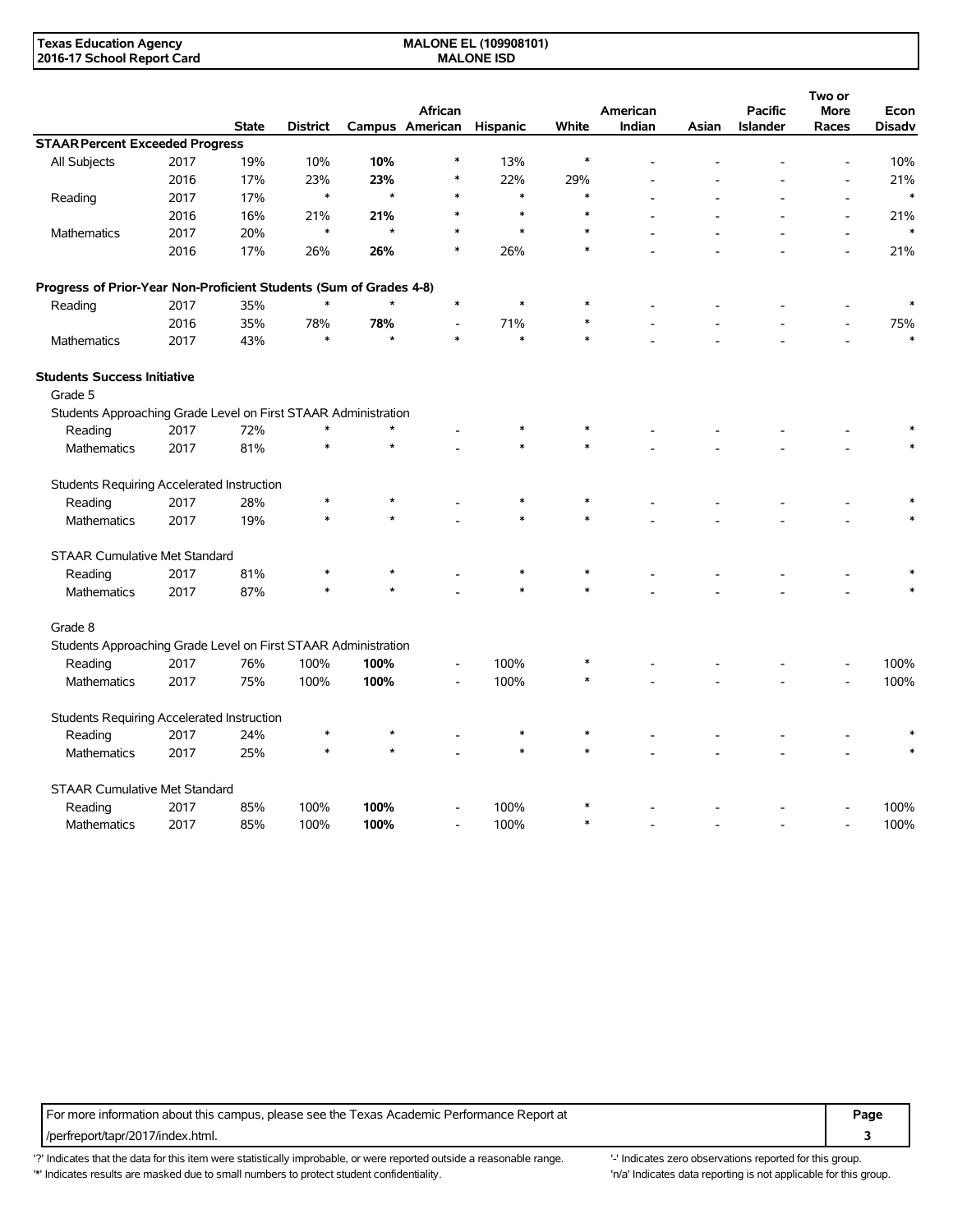**Texas Education Agency**
**2016-17 School Report Card**

**MALONE EL (109908101)**
**MALONE ISD**

| | | State | District | Campus | African American | Hispanic | White | American Indian | Asian | Pacific Islander | Two or More Races | Econ Disadv |
|---|---|---|---|---|---|---|---|---|---|---|---|---|
| **STAAR Percent Exceeded Progress** | | | | | | | | | | | | |
| All Subjects | 2017 | 19% | 10% | **10%** | * | 13% | * | - | - | - | - | 10% |
| | 2016 | 17% | 23% | **23%** | * | 22% | 29% | - | - | - | - | 21% |
| Reading | 2017 | 17% | * | * | * | * | * | - | - | - | - | * |
| | 2016 | 16% | 21% | **21%** | * | * | * | - | - | - | - | 21% |
| Mathematics | 2017 | 20% | * | * | * | * | * | - | - | - | - | * |
| | 2016 | 17% | 26% | **26%** | * | 26% | * | - | - | - | - | 21% |
| **Progress of Prior-Year Non-Proficient Students (Sum of Grades 4-8)** | | | | | | | | | | | | |
| Reading | 2017 | 35% | * | * | * | * | * | - | - | - | - | * |
| | 2016 | 35% | 78% | **78%** | - | 71% | * | - | - | - | - | 75% |
| Mathematics | 2017 | 43% | * | * | * | * | * | - | - | - | - | * |
| **Students Success Initiative** | | | | | | | | | | | | |
| Grade 5 | | | | | | | | | | | | |
| Students Approaching Grade Level on First STAAR Administration | | | | | | | | | | | | |
| Reading | 2017 | 72% | * | * | - | * | * | - | - | - | - | * |
| Mathematics | 2017 | 81% | * | * | - | * | * | - | - | - | - | * |
| Students Requiring Accelerated Instruction | | | | | | | | | | | | |
| Reading | 2017 | 28% | * | * | - | * | * | - | - | - | - | * |
| Mathematics | 2017 | 19% | * | * | - | * | * | - | - | - | - | * |
| STAAR Cumulative Met Standard | | | | | | | | | | | | |
| Reading | 2017 | 81% | * | * | - | * | * | - | - | - | - | * |
| Mathematics | 2017 | 87% | * | * | - | * | * | - | - | - | - | * |
| Grade 8 | | | | | | | | | | | | |
| Students Approaching Grade Level on First STAAR Administration | | | | | | | | | | | | |
| Reading | 2017 | 76% | 100% | **100%** | - | 100% | * | - | - | - | - | 100% |
| Mathematics | 2017 | 75% | 100% | **100%** | - | 100% | * | - | - | - | - | 100% |
| Students Requiring Accelerated Instruction | | | | | | | | | | | | |
| Reading | 2017 | 24% | * | * | - | * | * | - | - | - | - | * |
| Mathematics | 2017 | 25% | * | * | - | * | * | - | - | - | - | * |
| STAAR Cumulative Met Standard | | | | | | | | | | | | |
| Reading | 2017 | 85% | 100% | **100%** | - | 100% | * | - | - | - | - | 100% |
| Mathematics | 2017 | 85% | 100% | **100%** | - | 100% | * | - | - | - | - | 100% |

For more information about this campus, please see the Texas Academic Performance Report at /perfreport/tapr/2017/index.html.

'?' Indicates that the data for this item were statistically improbable, or were reported outside a reasonable range.
'*' Indicates results are masked due to small numbers to protect student confidentiality.
'-' Indicates zero observations reported for this group.
'n/a' Indicates data reporting is not applicable for this group.